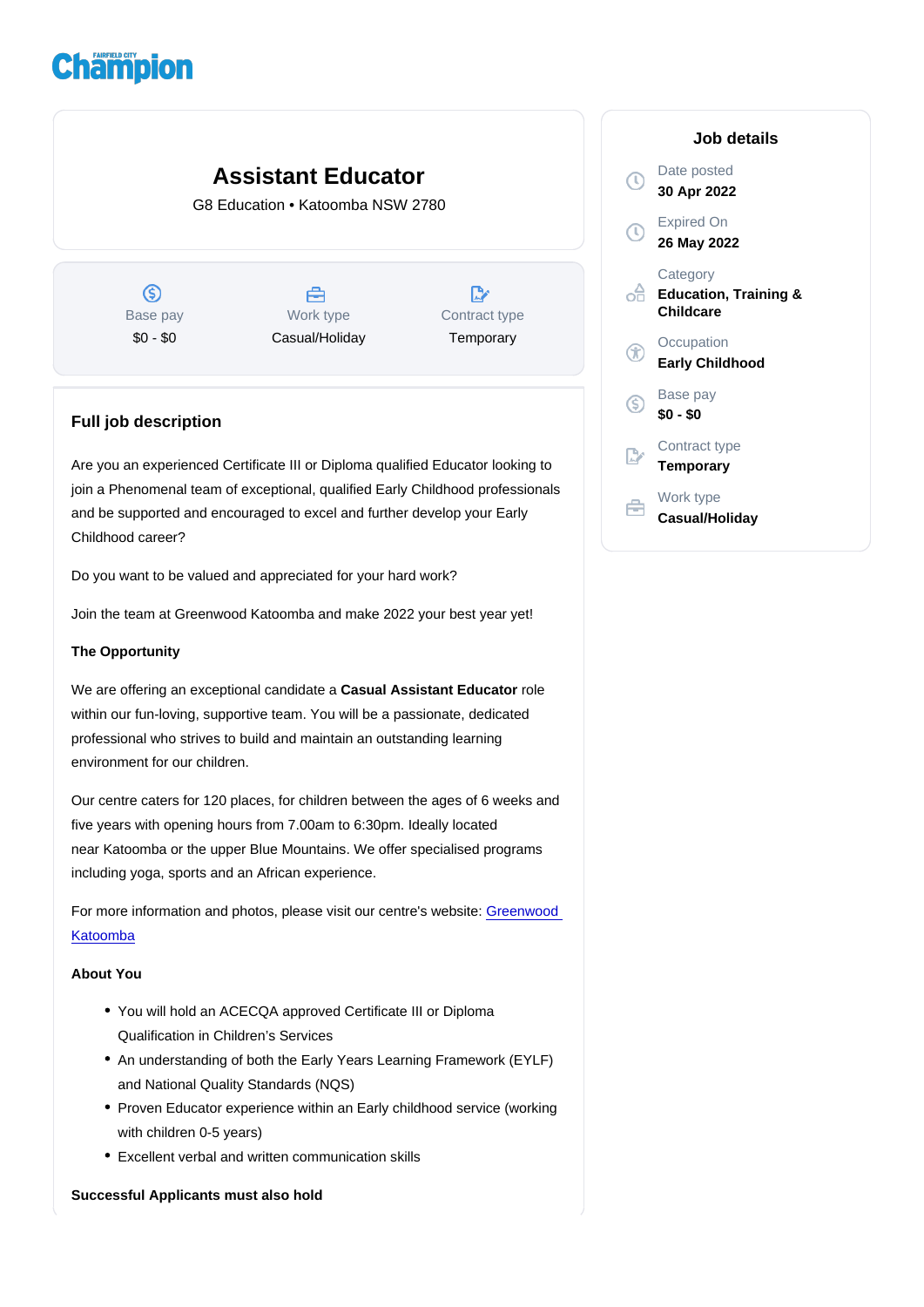# Assistant Educator

G8 Education • Katoomba NSW 2780

| Base pay | Work type | Contract type |
|---|---|---|
| $0 - $0 | Casual/Holiday | Temporary |

## Job details

Date posted
**30 Apr 2022**

Expired On
**26 May 2022**

Category
**Education, Training & Childcare**

Occupation
**Early Childhood**

Base pay
**$0 - $0**

Contract type
**Temporary**

Work type
**Casual/Holiday**

## Full job description

Are you an experienced Certificate III or Diploma qualified Educator looking to join a Phenomenal team of exceptional, qualified Early Childhood professionals and be supported and encouraged to excel and further develop your Early Childhood career?

Do you want to be valued and appreciated for your hard work?

Join the team at Greenwood Katoomba and make 2022 your best year yet!

**The Opportunity**

We are offering an exceptional candidate a **Casual Assistant Educator** role within our fun-loving, supportive team. You will be a passionate, dedicated professional who strives to build and maintain an outstanding learning environment for our children.

Our centre caters for 120 places, for children between the ages of 6 weeks and five years with opening hours from 7.00am to 6:30pm. Ideally located near Katoomba or the upper Blue Mountains. We offer specialised programs including yoga, sports and an African experience.

For more information and photos, please visit our centre's website: Greenwood Katoomba

**About You**

- You will hold an ACECQA approved Certificate III or Diploma Qualification in Children's Services
- An understanding of both the Early Years Learning Framework (EYLF) and National Quality Standards (NQS)
- Proven Educator experience within an Early childhood service (working with children 0-5 years)
- Excellent verbal and written communication skills

**Successful Applicants must also hold**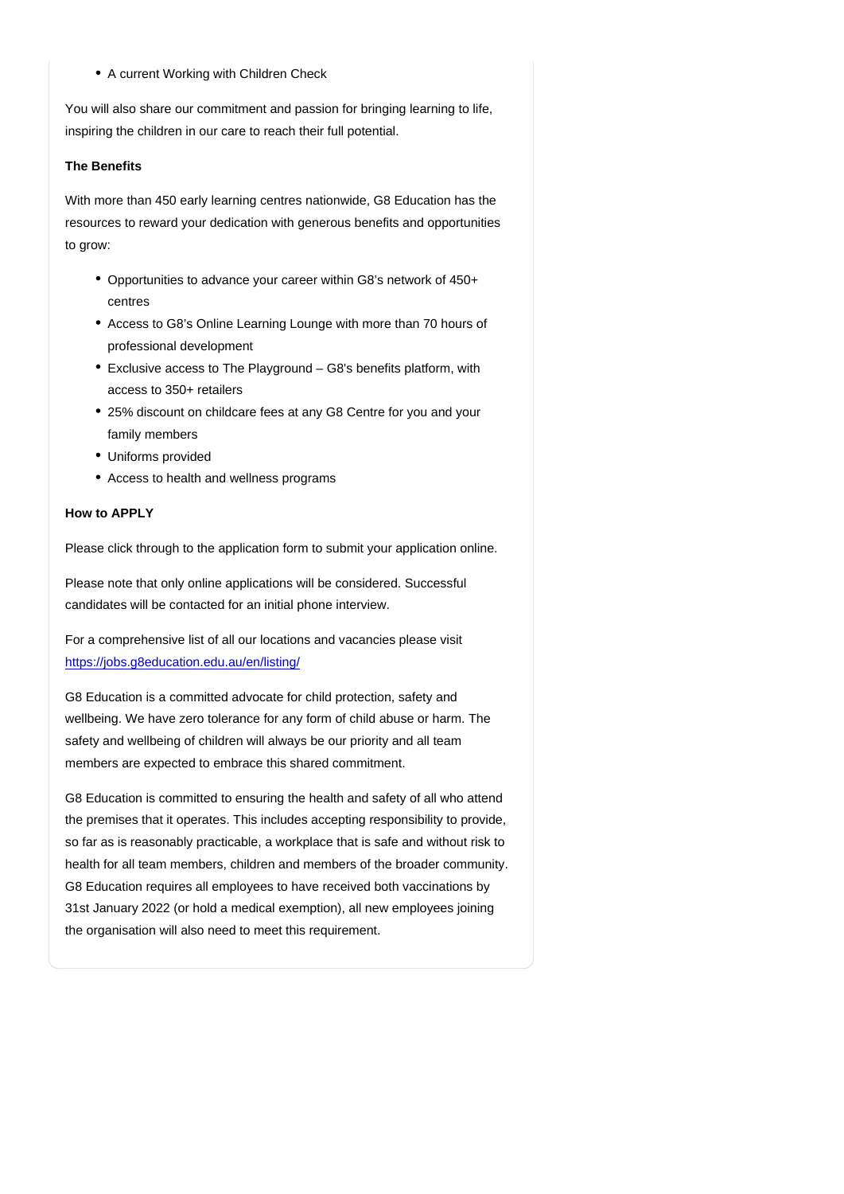- A current Working with Children Check

You will also share our commitment and passion for bringing learning to life, inspiring the children in our care to reach their full potential.

**The Benefits**

With more than 450 early learning centres nationwide, G8 Education has the resources to reward your dedication with generous benefits and opportunities to grow:

- Opportunities to advance your career within G8's network of 450+ centres
- Access to G8's Online Learning Lounge with more than 70 hours of professional development
- Exclusive access to The Playground – G8's benefits platform, with access to 350+ retailers
- 25% discount on childcare fees at any G8 Centre for you and your family members
- Uniforms provided
- Access to health and wellness programs

**How to APPLY**

Please click through to the application form to submit your application online.

Please note that only online applications will be considered. Successful candidates will be contacted for an initial phone interview.

For a comprehensive list of all our locations and vacancies please visit https://jobs.g8education.edu.au/en/listing/

G8 Education is a committed advocate for child protection, safety and wellbeing. We have zero tolerance for any form of child abuse or harm. The safety and wellbeing of children will always be our priority and all team members are expected to embrace this shared commitment.

G8 Education is committed to ensuring the health and safety of all who attend the premises that it operates. This includes accepting responsibility to provide, so far as is reasonably practicable, a workplace that is safe and without risk to health for all team members, children and members of the broader community. G8 Education requires all employees to have received both vaccinations by 31st January 2022 (or hold a medical exemption), all new employees joining the organisation will also need to meet this requirement.